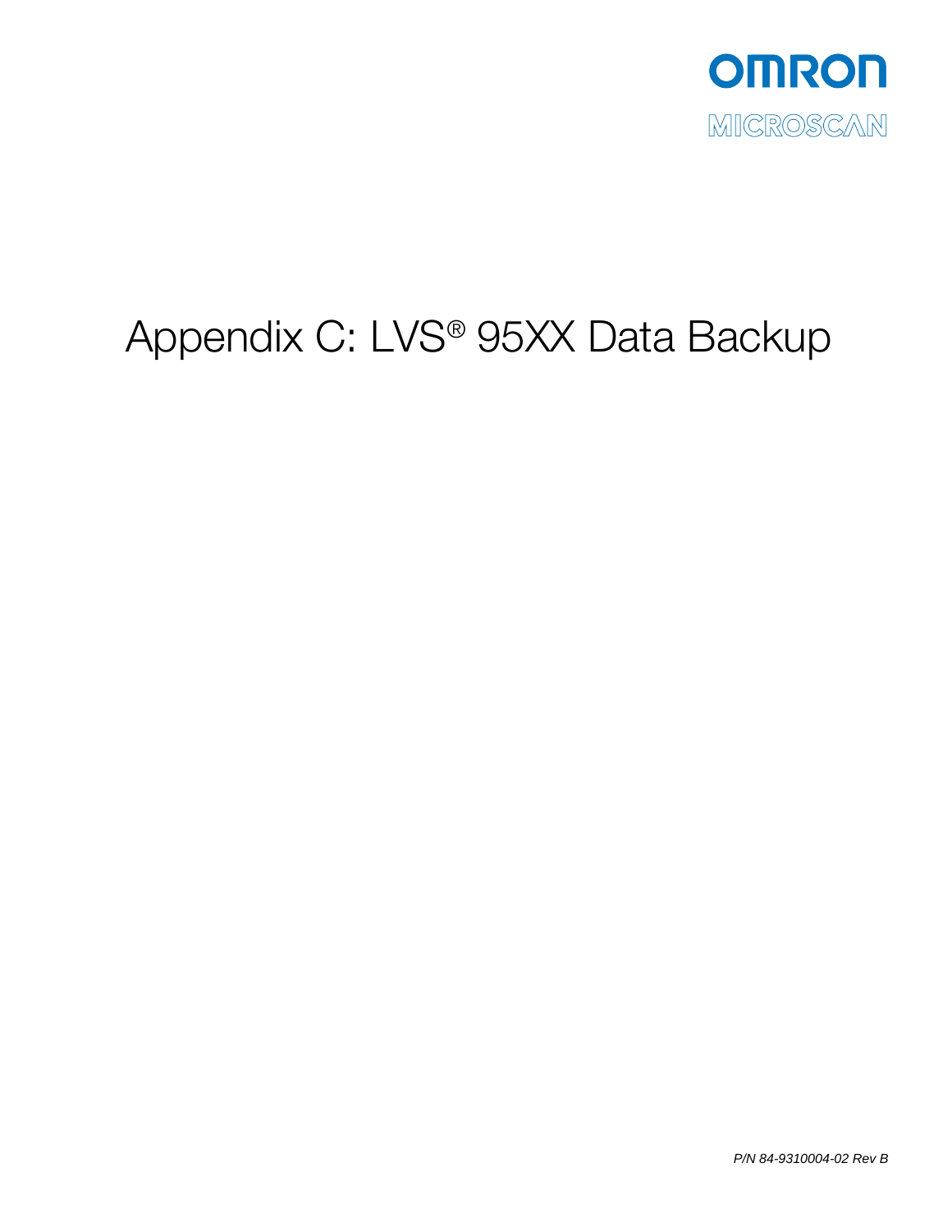OMRON

MICROSCAN

# Appendix C: LVS® 95XX Data Backup

*P/N 84-9310004-02 Rev B*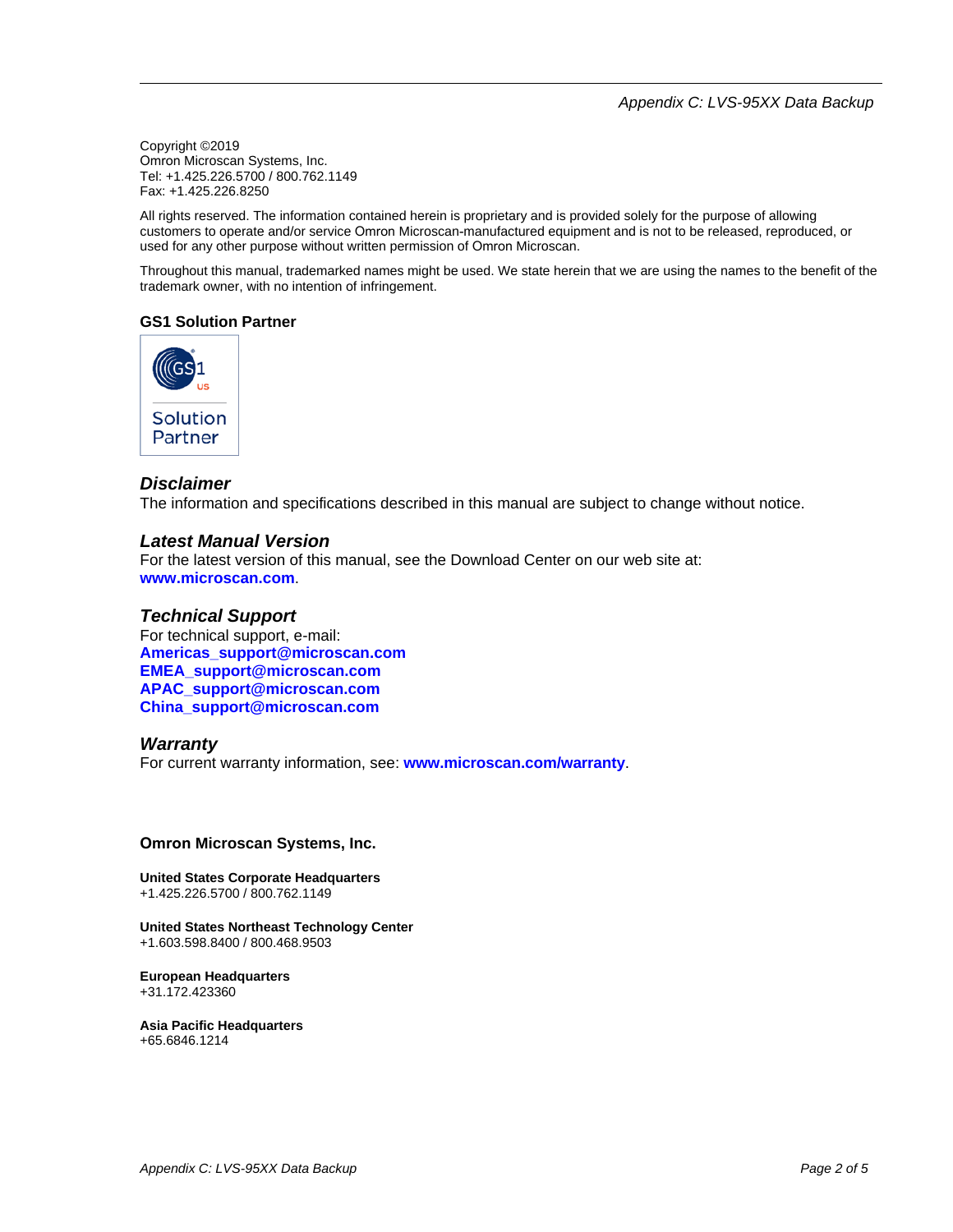Copyright ©2019
Omron Microscan Systems, Inc.
Tel: +1.425.226.5700 / 800.762.1149
Fax: +1.425.226.8250

All rights reserved. The information contained herein is proprietary and is provided solely for the purpose of allowing customers to operate and/or service Omron Microscan-manufactured equipment and is not to be released, reproduced, or used for any other purpose without written permission of Omron Microscan.

Throughout this manual, trademarked names might be used. We state herein that we are using the names to the benefit of the trademark owner, with no intention of infringement.

**GS1 Solution Partner**

GS1 US Solution Partner

### *Disclaimer*

The information and specifications described in this manual are subject to change without notice.

### *Latest Manual Version*

For the latest version of this manual, see the Download Center on our web site at: **www.microscan.com**.

### *Technical Support*

For technical support, e-mail:
**Americas_support@microscan.com**
**EMEA_support@microscan.com**
**APAC_support@microscan.com**
**China_support@microscan.com**

### *Warranty*

For current warranty information, see: **www.microscan.com/warranty**.

**Omron Microscan Systems, Inc.**

**United States Corporate Headquarters**
+1.425.226.5700 / 800.762.1149

**United States Northeast Technology Center**
+1.603.598.8400 / 800.468.9503

**European Headquarters**
+31.172.423360

**Asia Pacific Headquarters**
+65.6846.1214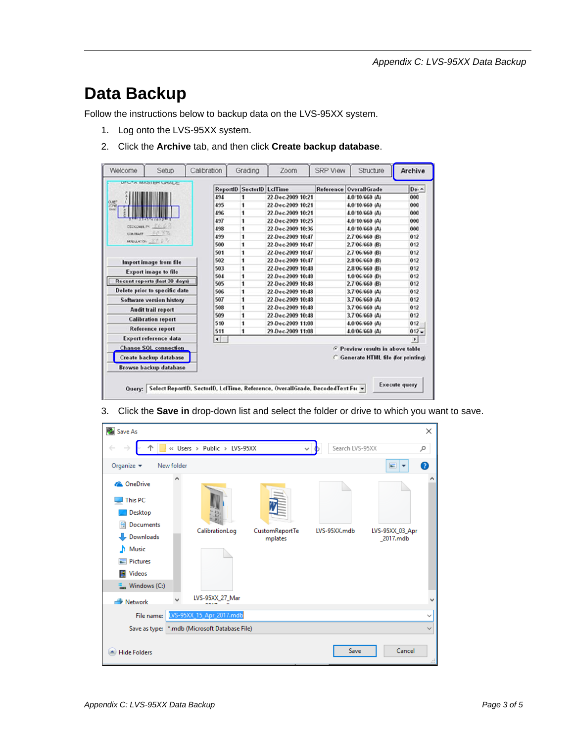# Data Backup

Follow the instructions below to backup data on the LVS-95XX system.

1. Log onto the LVS-95XX system.
2. Click the **Archive** tab, and then click **Create backup database**.
3. Click the **Save in** drop-down list and select the folder or drive to which you want to save.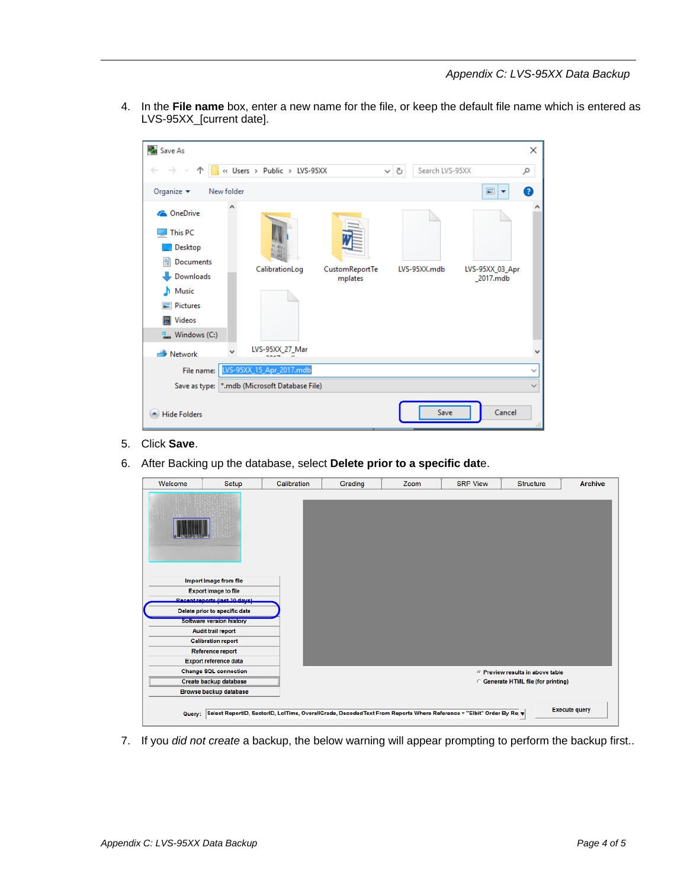4. In the **File name** box, enter a new name for the file, or keep the default file name which is entered as LVS-95XX_[current date].

5. Click **Save**.

6. After Backing up the database, select **Delete prior to a specific dat**e.

7. If you *did not create* a backup, the below warning will appear prompting to perform the backup first..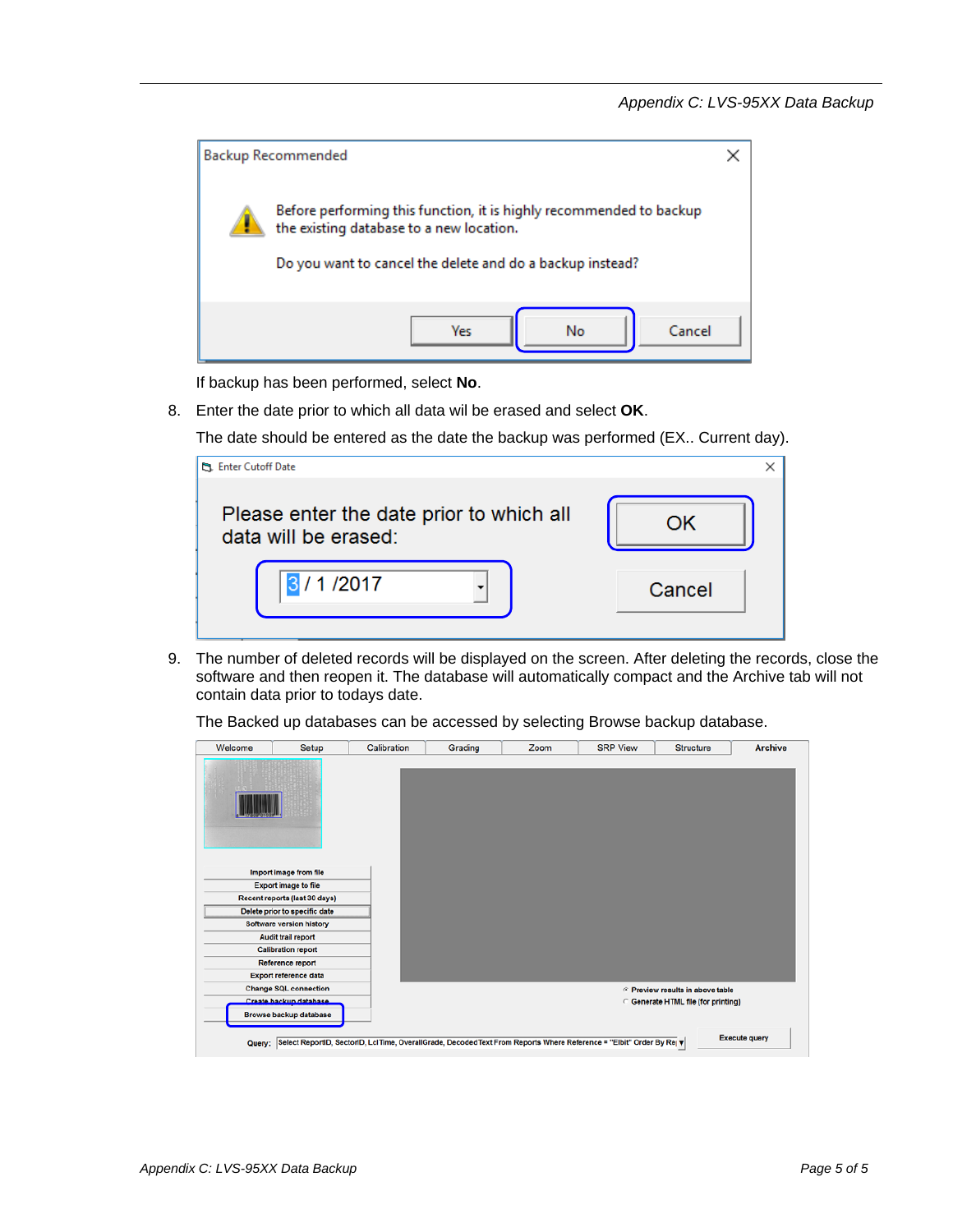If backup has been performed, select **No**.

8. Enter the date prior to which all data wil be erased and select **OK**.

   The date should be entered as the date the backup was performed (EX.. Current day).

9. The number of deleted records will be displayed on the screen. After deleting the records, close the software and then reopen it. The database will automatically compact and the Archive tab will not contain data prior to todays date.

   The Backed up databases can be accessed by selecting Browse backup database.